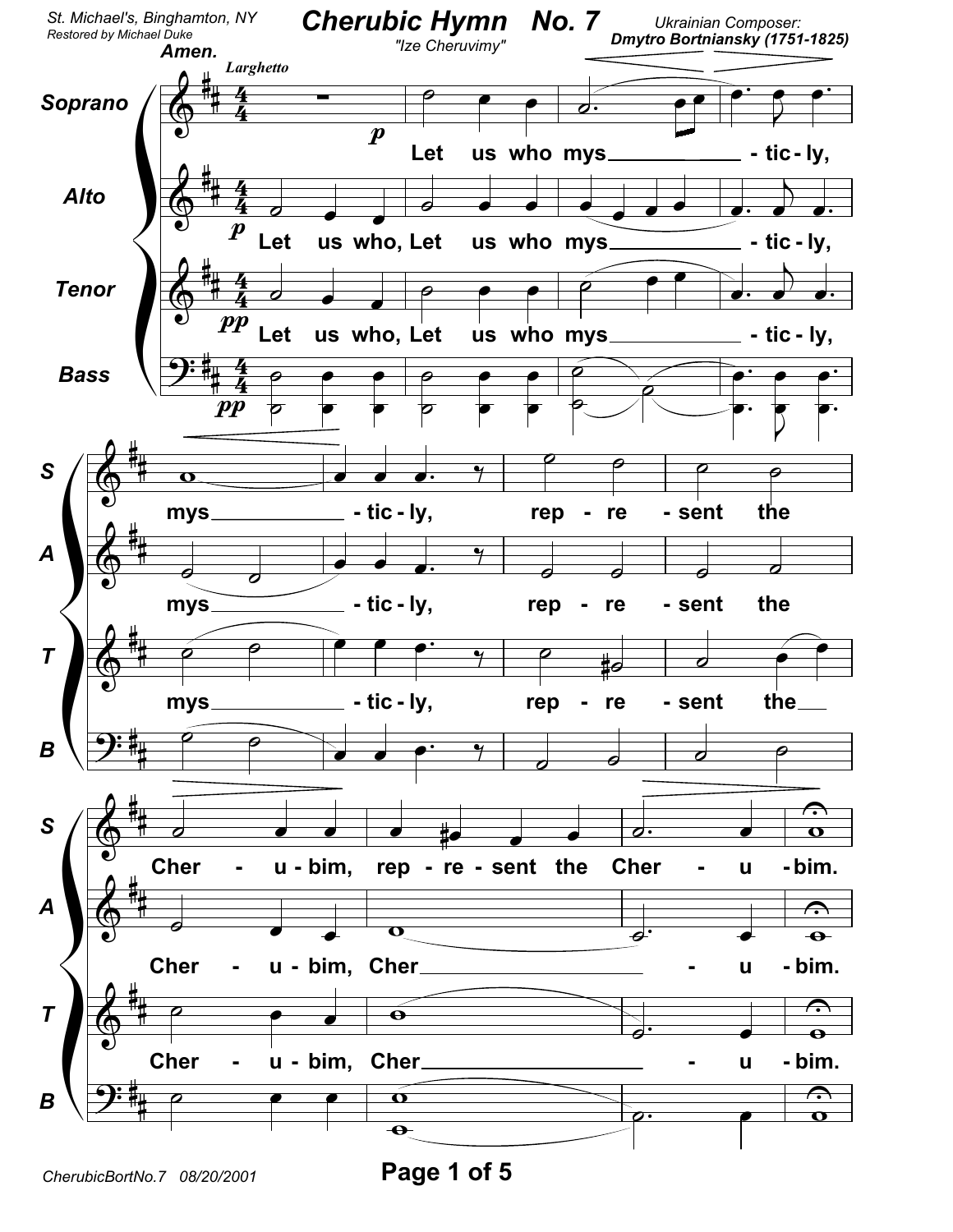St. Michael's, Binghamton, NY
Restored by Michael Duke

# Cherubic Hymn No. 7

"Ize Cheruvimy"

Ukrainian Composer:
**Dmytro Bortniansky (1751-1825)**

Amen.

*Larghetto*

Soprano: Let us who mys - tic - ly, mys - tic - ly, rep - re - sent the Cher - u - bim, rep - re - sent the Cher - u - bim.

Alto: Let us who, Let us who mys - tic - ly, mys - tic - ly, rep - re - sent the Cher - u - bim, Cher - u - bim.

Tenor: Let us who, Let us who mys - tic - ly, mys - tic - ly, rep - re - sent the Cher - u - bim, Cher - u - bim.

Bass

CherubicBortNo.7 08/20/2001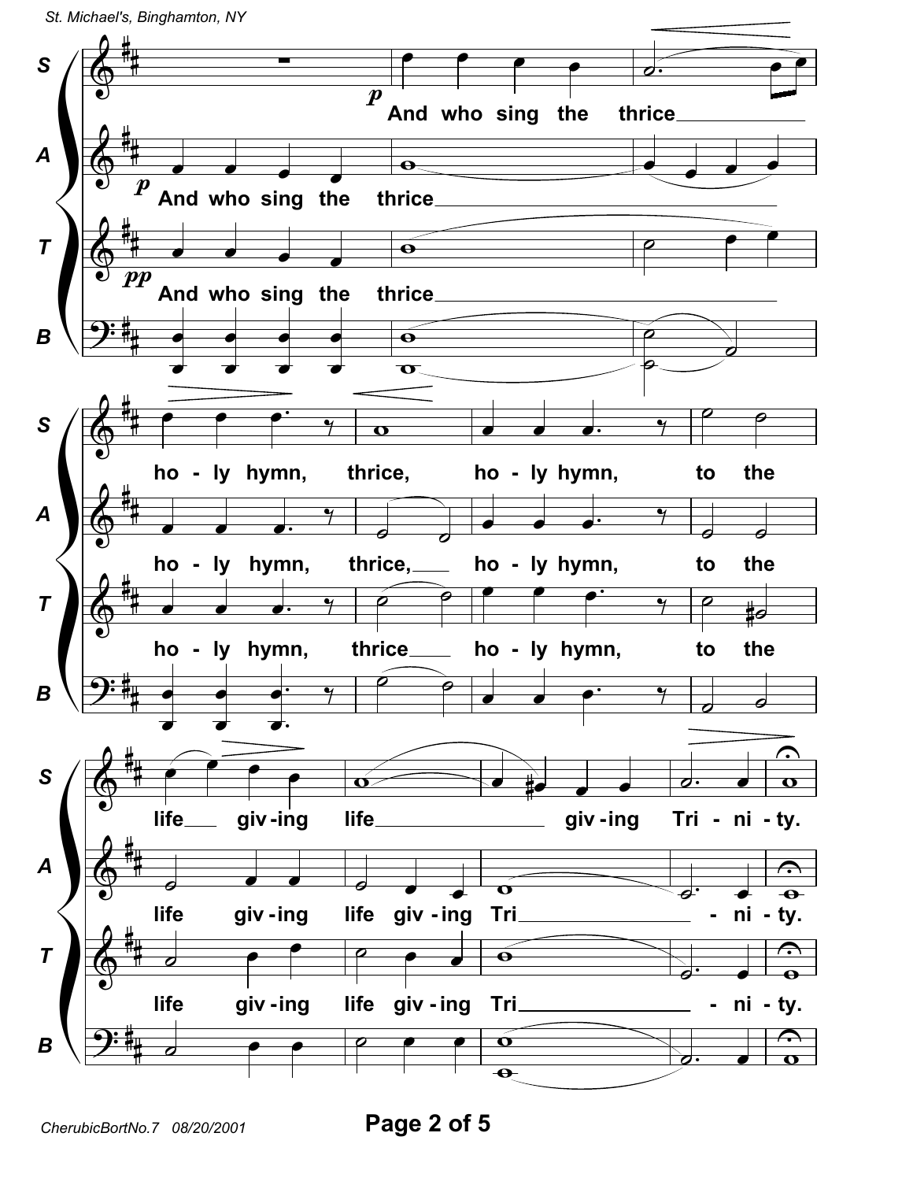S: And who sing the thrice ho - ly hymn, thrice, ho - ly hymn, to the life giv - ing life giv - ing Tri - ni - ty.

A: And who sing the thrice ho - ly hymn, thrice, ho - ly hymn, to the life giv - ing life giv - ing Tri - ni - ty.

T: And who sing the thrice ho - ly hymn, thrice ho - ly hymn, to the life giv - ing life giv - ing Tri - ni - ty.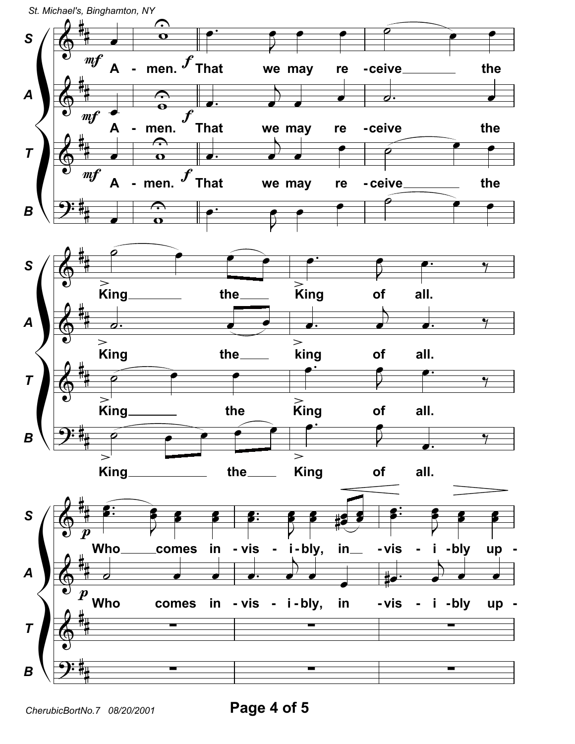**S:** A - men. That we may re - ceive the King the King of all. Who comes in - vis - i - bly, in - vis - i - bly up -

**A:** A - men. That we may re - ceive the King the king of all. Who comes in - vis - i - bly, in - vis - i - bly up -

**T:** A - men. That we may re - ceive the King the King of all.

**B:** A - men. That we may re - ceive the King the King of all.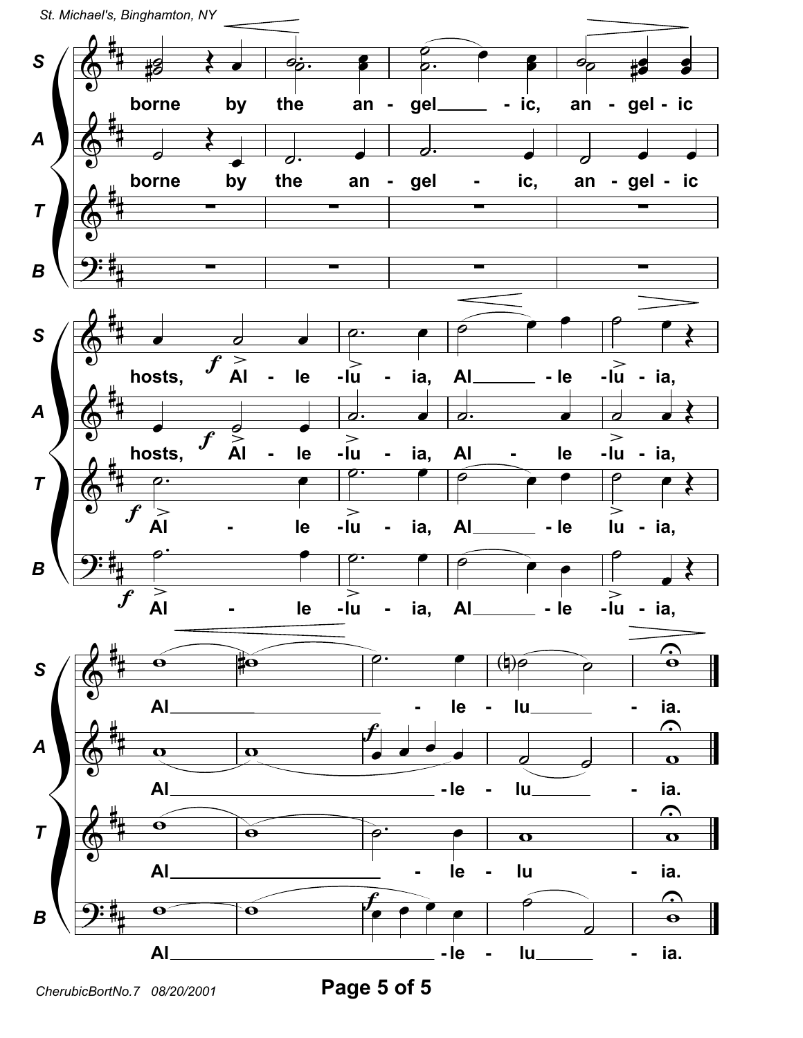S: borne by the an - gel - ic, an - gel - ic hosts, Al - le - lu - ia, Al - le - lu - ia, Al - le - lu - ia.

A: borne by the an - gel - ic, an - gel - ic hosts, Al - le - lu - ia, Al - le - lu - ia, Al - le - lu - ia.

T: Al - le - lu - ia, Al - le lu - ia, Al - le - lu - ia.

B: Al - le - lu - ia, Al - le - lu - ia, Al - le - lu - ia.